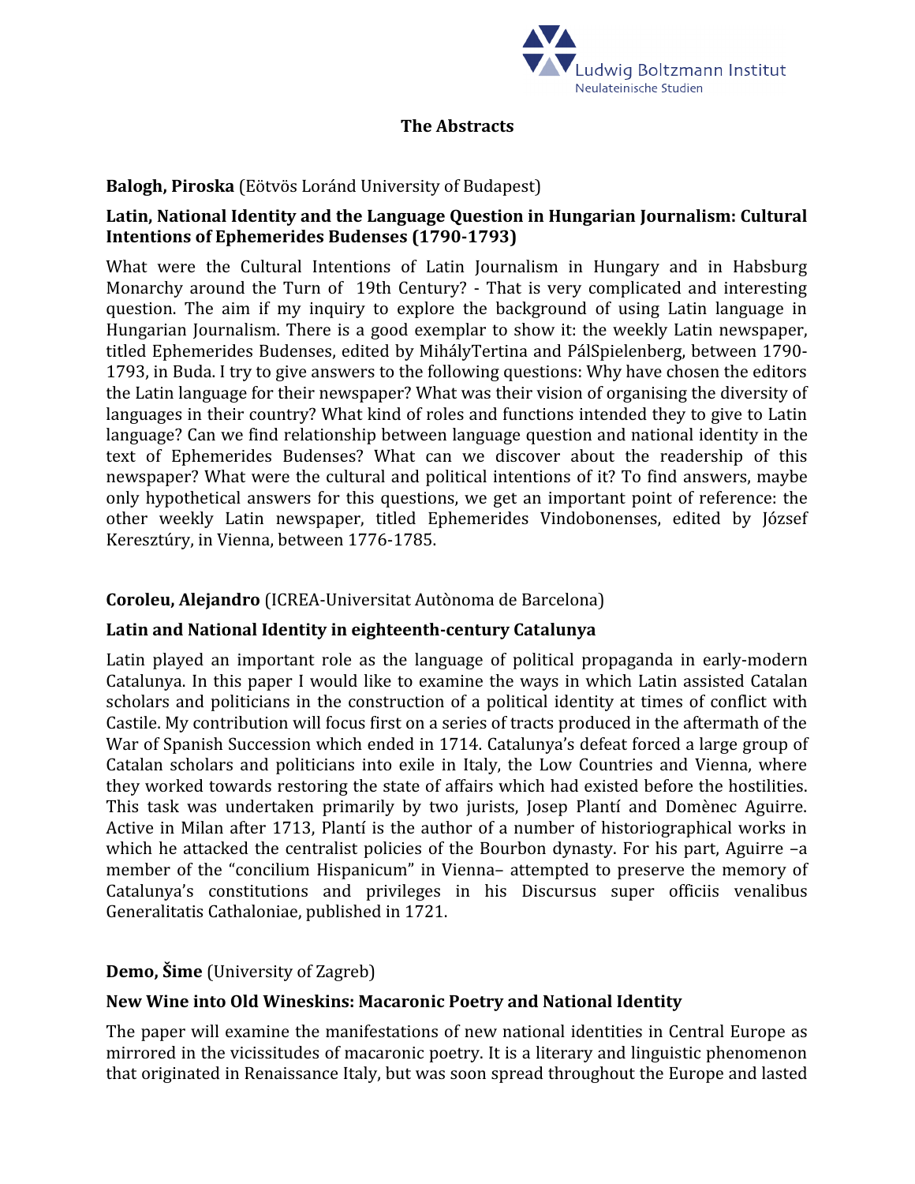# The Abstracts

**Balogh, Piroska** (Eötvös Loránd University of Budapest)

**Latin, National Identity and the Language Question in Hungarian Journalism: Cultural Intentions of Ephemerides Budenses (1790-1793)**

What were the Cultural Intentions of Latin Journalism in Hungary and in Habsburg Monarchy around the Turn of 19th Century? - That is very complicated and interesting question. The aim if my inquiry to explore the background of using Latin language in Hungarian Journalism. There is a good exemplar to show it: the weekly Latin newspaper, titled Ephemerides Budenses, edited by MihályTertina and PálSpielenberg, between 1790-1793, in Buda. I try to give answers to the following questions: Why have chosen the editors the Latin language for their newspaper? What was their vision of organising the diversity of languages in their country? What kind of roles and functions intended they to give to Latin language? Can we find relationship between language question and national identity in the text of Ephemerides Budenses? What can we discover about the readership of this newspaper? What were the cultural and political intentions of it? To find answers, maybe only hypothetical answers for this questions, we get an important point of reference: the other weekly Latin newspaper, titled Ephemerides Vindobonenses, edited by József Keresztúry, in Vienna, between 1776-1785.

**Coroleu, Alejandro** (ICREA-Universitat Autònoma de Barcelona)

**Latin and National Identity in eighteenth-century Catalunya**

Latin played an important role as the language of political propaganda in early-modern Catalunya. In this paper I would like to examine the ways in which Latin assisted Catalan scholars and politicians in the construction of a political identity at times of conflict with Castile. My contribution will focus first on a series of tracts produced in the aftermath of the War of Spanish Succession which ended in 1714. Catalunya's defeat forced a large group of Catalan scholars and politicians into exile in Italy, the Low Countries and Vienna, where they worked towards restoring the state of affairs which had existed before the hostilities. This task was undertaken primarily by two jurists, Josep Plantí and Domènec Aguirre. Active in Milan after 1713, Plantí is the author of a number of historiographical works in which he attacked the centralist policies of the Bourbon dynasty. For his part, Aguirre –a member of the "concilium Hispanicum" in Vienna– attempted to preserve the memory of Catalunya's constitutions and privileges in his Discursus super officiis venalibus Generalitatis Cathaloniae, published in 1721.

**Demo, Šime** (University of Zagreb)

**New Wine into Old Wineskins: Macaronic Poetry and National Identity**

The paper will examine the manifestations of new national identities in Central Europe as mirrored in the vicissitudes of macaronic poetry. It is a literary and linguistic phenomenon that originated in Renaissance Italy, but was soon spread throughout the Europe and lasted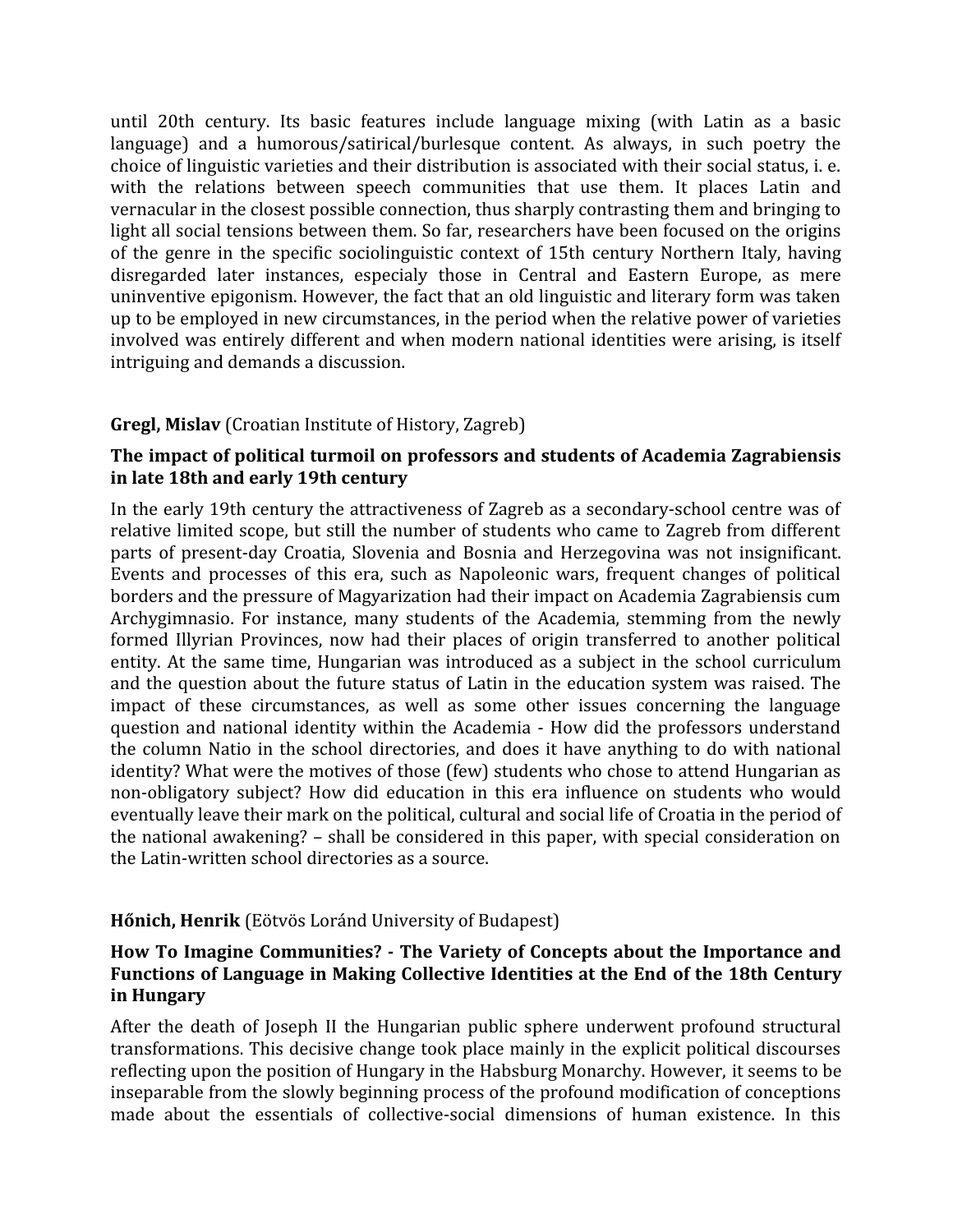until 20th century. Its basic features include language mixing (with Latin as a basic language) and a humorous/satirical/burlesque content. As always, in such poetry the choice of linguistic varieties and their distribution is associated with their social status, i. e. with the relations between speech communities that use them. It places Latin and vernacular in the closest possible connection, thus sharply contrasting them and bringing to light all social tensions between them. So far, researchers have been focused on the origins of the genre in the specific sociolinguistic context of 15th century Northern Italy, having disregarded later instances, especialy those in Central and Eastern Europe, as mere uninventive epigonism. However, the fact that an old linguistic and literary form was taken up to be employed in new circumstances, in the period when the relative power of varieties involved was entirely different and when modern national identities were arising, is itself intriguing and demands a discussion.

**Gregl, Mislav** (Croatian Institute of History, Zagreb)

**The impact of political turmoil on professors and students of Academia Zagrabiensis in late 18th and early 19th century**

In the early 19th century the attractiveness of Zagreb as a secondary-school centre was of relative limited scope, but still the number of students who came to Zagreb from different parts of present-day Croatia, Slovenia and Bosnia and Herzegovina was not insignificant. Events and processes of this era, such as Napoleonic wars, frequent changes of political borders and the pressure of Magyarization had their impact on Academia Zagrabiensis cum Archygimnasio. For instance, many students of the Academia, stemming from the newly formed Illyrian Provinces, now had their places of origin transferred to another political entity. At the same time, Hungarian was introduced as a subject in the school curriculum and the question about the future status of Latin in the education system was raised. The impact of these circumstances, as well as some other issues concerning the language question and national identity within the Academia - How did the professors understand the column Natio in the school directories, and does it have anything to do with national identity? What were the motives of those (few) students who chose to attend Hungarian as non-obligatory subject? How did education in this era influence on students who would eventually leave their mark on the political, cultural and social life of Croatia in the period of the national awakening? – shall be considered in this paper, with special consideration on the Latin-written school directories as a source.

**Hőnich, Henrik** (Eötvös Loránd University of Budapest)

**How To Imagine Communities? - The Variety of Concepts about the Importance and Functions of Language in Making Collective Identities at the End of the 18th Century in Hungary**

After the death of Joseph II the Hungarian public sphere underwent profound structural transformations. This decisive change took place mainly in the explicit political discourses reflecting upon the position of Hungary in the Habsburg Monarchy. However, it seems to be inseparable from the slowly beginning process of the profound modification of conceptions made about the essentials of collective-social dimensions of human existence. In this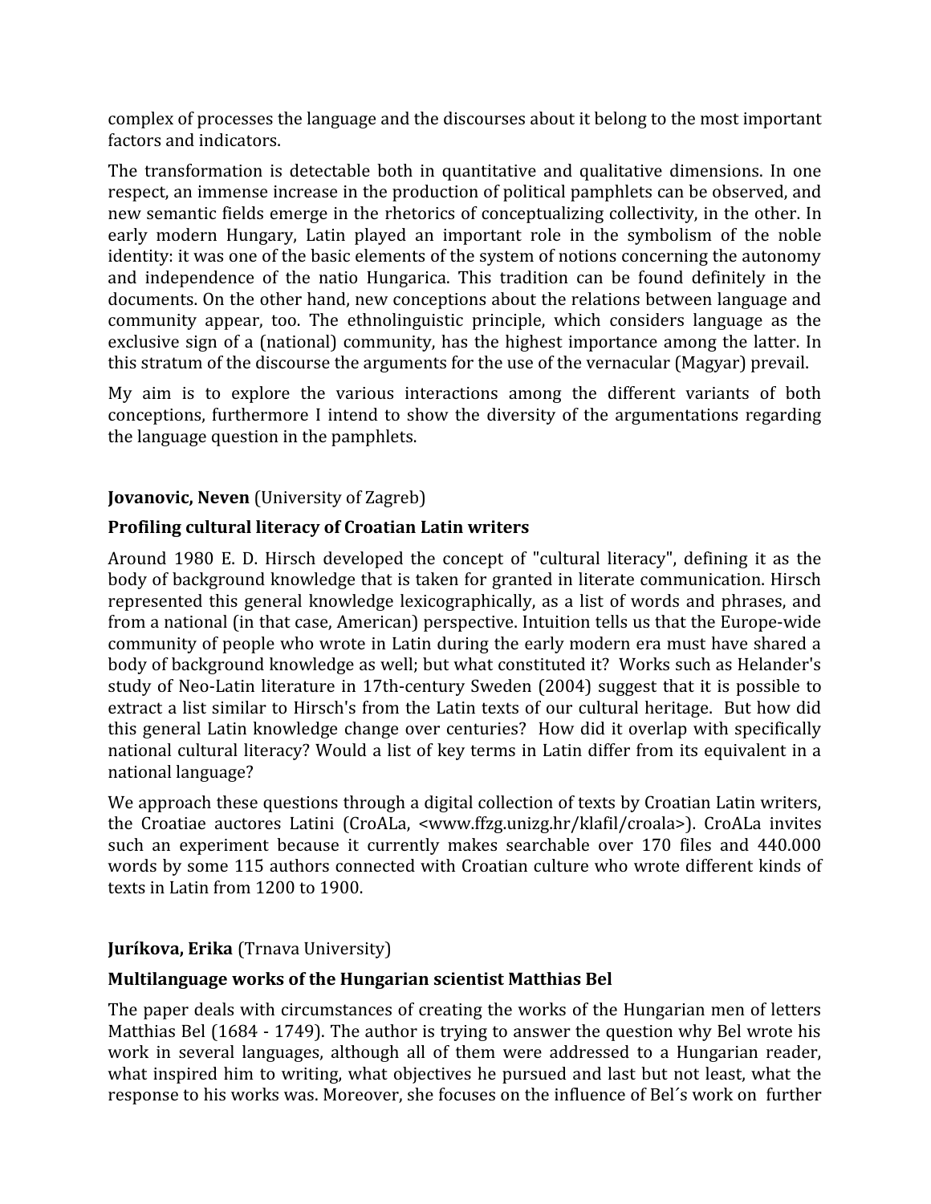complex of processes the language and the discourses about it belong to the most important factors and indicators.

The transformation is detectable both in quantitative and qualitative dimensions. In one respect, an immense increase in the production of political pamphlets can be observed, and new semantic fields emerge in the rhetorics of conceptualizing collectivity, in the other. In early modern Hungary, Latin played an important role in the symbolism of the noble identity: it was one of the basic elements of the system of notions concerning the autonomy and independence of the natio Hungarica. This tradition can be found definitely in the documents. On the other hand, new conceptions about the relations between language and community appear, too. The ethnolinguistic principle, which considers language as the exclusive sign of a (national) community, has the highest importance among the latter. In this stratum of the discourse the arguments for the use of the vernacular (Magyar) prevail.

My aim is to explore the various interactions among the different variants of both conceptions, furthermore I intend to show the diversity of the argumentations regarding the language question in the pamphlets.

**Jovanovic, Neven** (University of Zagreb)

**Profiling cultural literacy of Croatian Latin writers**

Around 1980 E. D. Hirsch developed the concept of "cultural literacy", defining it as the body of background knowledge that is taken for granted in literate communication. Hirsch represented this general knowledge lexicographically, as a list of words and phrases, and from a national (in that case, American) perspective. Intuition tells us that the Europe-wide community of people who wrote in Latin during the early modern era must have shared a body of background knowledge as well; but what constituted it? Works such as Helander's study of Neo-Latin literature in 17th-century Sweden (2004) suggest that it is possible to extract a list similar to Hirsch's from the Latin texts of our cultural heritage. But how did this general Latin knowledge change over centuries? How did it overlap with specifically national cultural literacy? Would a list of key terms in Latin differ from its equivalent in a national language?

We approach these questions through a digital collection of texts by Croatian Latin writers, the Croatiae auctores Latini (CroALa, <www.ffzg.unizg.hr/klafil/croala>). CroALa invites such an experiment because it currently makes searchable over 170 files and 440.000 words by some 115 authors connected with Croatian culture who wrote different kinds of texts in Latin from 1200 to 1900.

**Juríkova, Erika** (Trnava University)

**Multilanguage works of the Hungarian scientist Matthias Bel**

The paper deals with circumstances of creating the works of the Hungarian men of letters Matthias Bel (1684 - 1749). The author is trying to answer the question why Bel wrote his work in several languages, although all of them were addressed to a Hungarian reader, what inspired him to writing, what objectives he pursued and last but not least, what the response to his works was. Moreover, she focuses on the influence of Bel´s work on further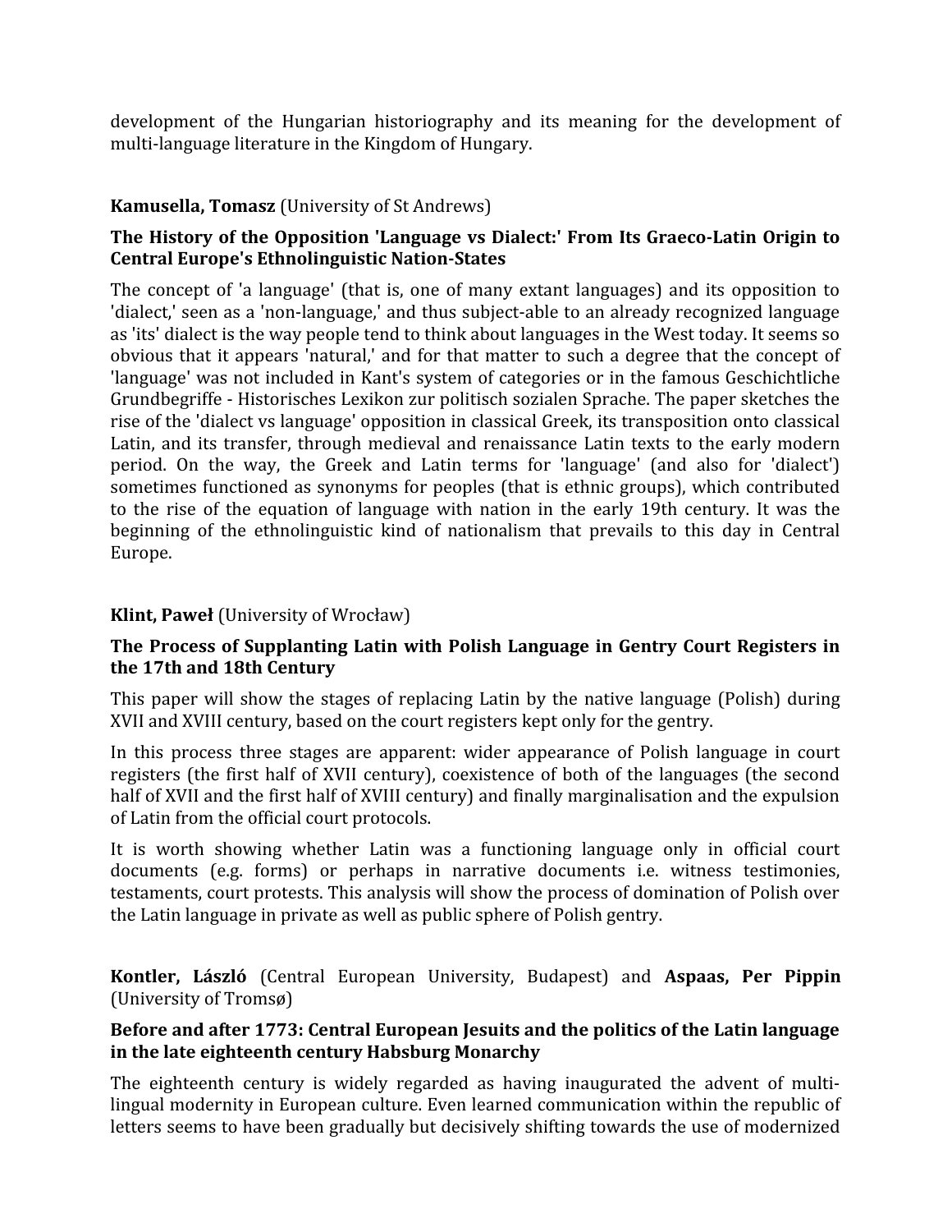development of the Hungarian historiography and its meaning for the development of multi-language literature in the Kingdom of Hungary.

**Kamusella, Tomasz** (University of St Andrews)

**The History of the Opposition 'Language vs Dialect:' From Its Graeco-Latin Origin to Central Europe's Ethnolinguistic Nation-States**

The concept of 'a language' (that is, one of many extant languages) and its opposition to 'dialect,' seen as a 'non-language,' and thus subject-able to an already recognized language as 'its' dialect is the way people tend to think about languages in the West today. It seems so obvious that it appears 'natural,' and for that matter to such a degree that the concept of 'language' was not included in Kant's system of categories or in the famous Geschichtliche Grundbegriffe - Historisches Lexikon zur politisch sozialen Sprache. The paper sketches the rise of the 'dialect vs language' opposition in classical Greek, its transposition onto classical Latin, and its transfer, through medieval and renaissance Latin texts to the early modern period. On the way, the Greek and Latin terms for 'language' (and also for 'dialect') sometimes functioned as synonyms for peoples (that is ethnic groups), which contributed to the rise of the equation of language with nation in the early 19th century. It was the beginning of the ethnolinguistic kind of nationalism that prevails to this day in Central Europe.

**Klint, Paweł** (University of Wrocław)

**The Process of Supplanting Latin with Polish Language in Gentry Court Registers in the 17th and 18th Century**

This paper will show the stages of replacing Latin by the native language (Polish) during XVII and XVIII century, based on the court registers kept only for the gentry.

In this process three stages are apparent: wider appearance of Polish language in court registers (the first half of XVII century), coexistence of both of the languages (the second half of XVII and the first half of XVIII century) and finally marginalisation and the expulsion of Latin from the official court protocols.

It is worth showing whether Latin was a functioning language only in official court documents (e.g. forms) or perhaps in narrative documents i.e. witness testimonies, testaments, court protests. This analysis will show the process of domination of Polish over the Latin language in private as well as public sphere of Polish gentry.

**Kontler, László** (Central European University, Budapest) and **Aspaas, Per Pippin** (University of Tromsø)

**Before and after 1773: Central European Jesuits and the politics of the Latin language in the late eighteenth century Habsburg Monarchy**

The eighteenth century is widely regarded as having inaugurated the advent of multi-lingual modernity in European culture. Even learned communication within the republic of letters seems to have been gradually but decisively shifting towards the use of modernized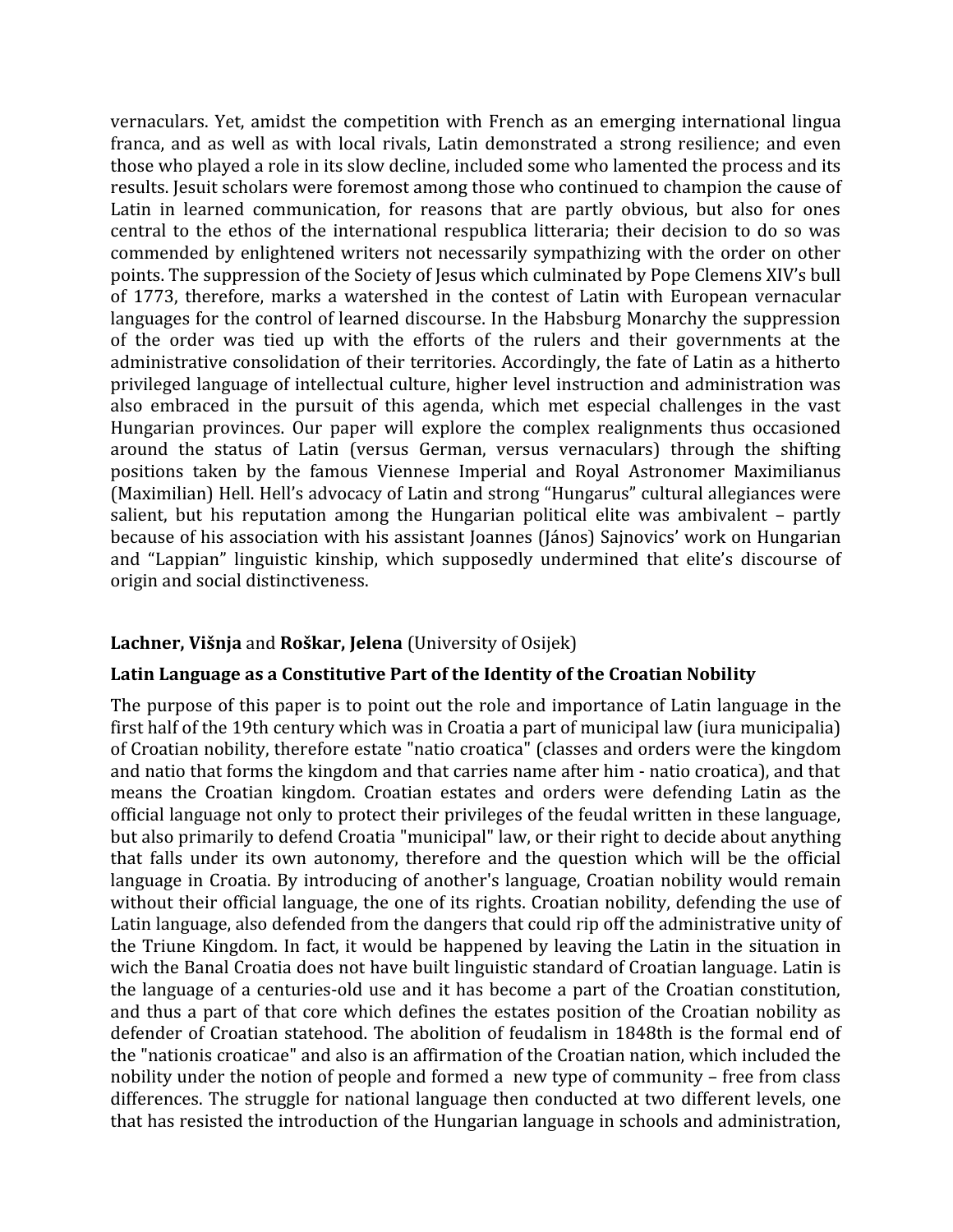vernaculars. Yet, amidst the competition with French as an emerging international lingua franca, and as well as with local rivals, Latin demonstrated a strong resilience; and even those who played a role in its slow decline, included some who lamented the process and its results. Jesuit scholars were foremost among those who continued to champion the cause of Latin in learned communication, for reasons that are partly obvious, but also for ones central to the ethos of the international respublica litteraria; their decision to do so was commended by enlightened writers not necessarily sympathizing with the order on other points. The suppression of the Society of Jesus which culminated by Pope Clemens XIV's bull of 1773, therefore, marks a watershed in the contest of Latin with European vernacular languages for the control of learned discourse. In the Habsburg Monarchy the suppression of the order was tied up with the efforts of the rulers and their governments at the administrative consolidation of their territories. Accordingly, the fate of Latin as a hitherto privileged language of intellectual culture, higher level instruction and administration was also embraced in the pursuit of this agenda, which met especial challenges in the vast Hungarian provinces. Our paper will explore the complex realignments thus occasioned around the status of Latin (versus German, versus vernaculars) through the shifting positions taken by the famous Viennese Imperial and Royal Astronomer Maximilianus (Maximilian) Hell. Hell's advocacy of Latin and strong "Hungarus" cultural allegiances were salient, but his reputation among the Hungarian political elite was ambivalent – partly because of his association with his assistant Joannes (János) Sajnovics' work on Hungarian and "Lappian" linguistic kinship, which supposedly undermined that elite's discourse of origin and social distinctiveness.

**Lachner, Višnja** and **Roškar, Jelena** (University of Osijek)

**Latin Language as a Constitutive Part of the Identity of the Croatian Nobility**

The purpose of this paper is to point out the role and importance of Latin language in the first half of the 19th century which was in Croatia a part of municipal law (iura municipalia) of Croatian nobility, therefore estate "natio croatica" (classes and orders were the kingdom and natio that forms the kingdom and that carries name after him - natio croatica), and that means the Croatian kingdom. Croatian estates and orders were defending Latin as the official language not only to protect their privileges of the feudal written in these language, but also primarily to defend Croatia "municipal" law, or their right to decide about anything that falls under its own autonomy, therefore and the question which will be the official language in Croatia. By introducing of another's language, Croatian nobility would remain without their official language, the one of its rights. Croatian nobility, defending the use of Latin language, also defended from the dangers that could rip off the administrative unity of the Triune Kingdom. In fact, it would be happened by leaving the Latin in the situation in wich the Banal Croatia does not have built linguistic standard of Croatian language. Latin is the language of a centuries-old use and it has become a part of the Croatian constitution, and thus a part of that core which defines the estates position of the Croatian nobility as defender of Croatian statehood. The abolition of feudalism in 1848th is the formal end of the "nationis croaticae" and also is an affirmation of the Croatian nation, which included the nobility under the notion of people and formed a new type of community – free from class differences. The struggle for national language then conducted at two different levels, one that has resisted the introduction of the Hungarian language in schools and administration,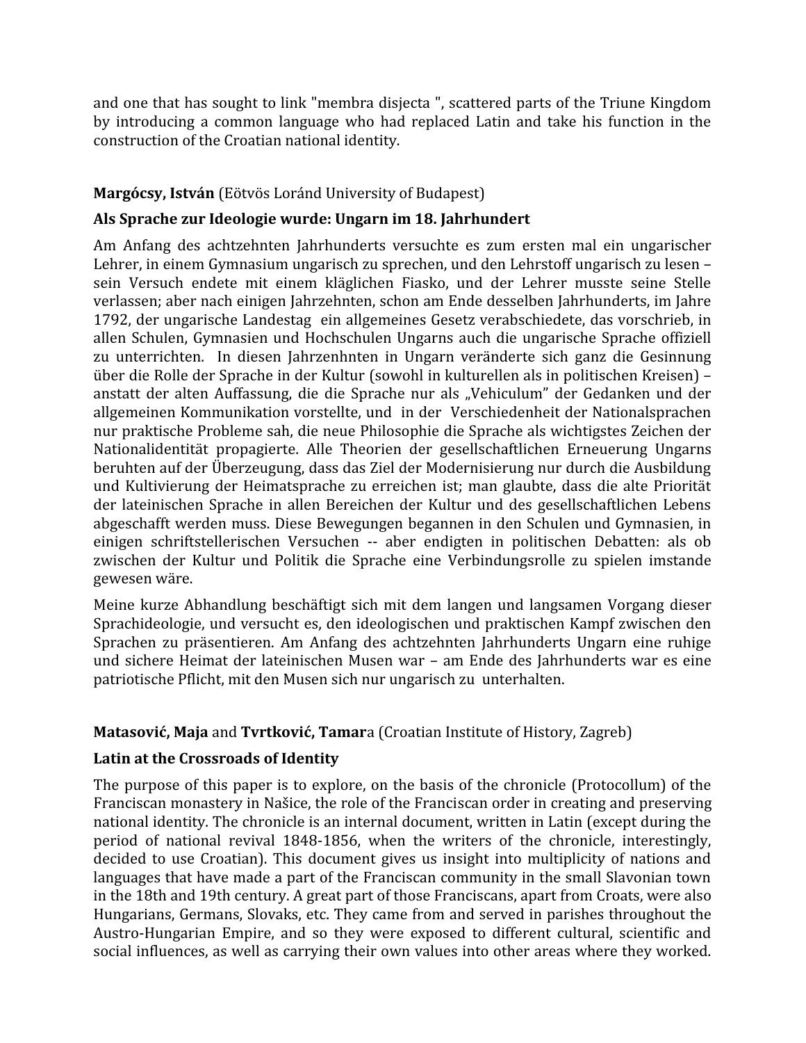and one that has sought to link "membra disjecta ", scattered parts of the Triune Kingdom by introducing a common language who had replaced Latin and take his function in the construction of the Croatian national identity.

**Margócsy, István** (Eötvös Loránd University of Budapest)

**Als Sprache zur Ideologie wurde: Ungarn im 18. Jahrhundert**

Am Anfang des achtzehnten Jahrhunderts versuchte es zum ersten mal ein ungarischer Lehrer, in einem Gymnasium ungarisch zu sprechen, und den Lehrstoff ungarisch zu lesen – sein Versuch endete mit einem kläglichen Fiasko, und der Lehrer musste seine Stelle verlassen; aber nach einigen Jahrzehnten, schon am Ende desselben Jahrhunderts, im Jahre 1792, der ungarische Landestag ein allgemeines Gesetz verabschiedete, das vorschrieb, in allen Schulen, Gymnasien und Hochschulen Ungarns auch die ungarische Sprache offiziell zu unterrichten. In diesen Jahrzenhnten in Ungarn veränderte sich ganz die Gesinnung über die Rolle der Sprache in der Kultur (sowohl in kulturellen als in politischen Kreisen) – anstatt der alten Auffassung, die die Sprache nur als „Vehiculum" der Gedanken und der allgemeinen Kommunikation vorstellte, und in der Verschiedenheit der Nationalsprachen nur praktische Probleme sah, die neue Philosophie die Sprache als wichtigstes Zeichen der Nationalidentität propagierte. Alle Theorien der gesellschaftlichen Erneuerung Ungarns beruhten auf der Überzeugung, dass das Ziel der Modernisierung nur durch die Ausbildung und Kultivierung der Heimatsprache zu erreichen ist; man glaubte, dass die alte Priorität der lateinischen Sprache in allen Bereichen der Kultur und des gesellschaftlichen Lebens abgeschafft werden muss. Diese Bewegungen begannen in den Schulen und Gymnasien, in einigen schriftstellerischen Versuchen -- aber endigten in politischen Debatten: als ob zwischen der Kultur und Politik die Sprache eine Verbindungsrolle zu spielen imstande gewesen wäre.

Meine kurze Abhandlung beschäftigt sich mit dem langen und langsamen Vorgang dieser Sprachideologie, und versucht es, den ideologischen und praktischen Kampf zwischen den Sprachen zu präsentieren. Am Anfang des achtzehnten Jahrhunderts Ungarn eine ruhige und sichere Heimat der lateinischen Musen war – am Ende des Jahrhunderts war es eine patriotische Pflicht, mit den Musen sich nur ungarisch zu unterhalten.

**Matasović, Maja** and **Tvrtković, Tamar**a (Croatian Institute of History, Zagreb)

**Latin at the Crossroads of Identity**

The purpose of this paper is to explore, on the basis of the chronicle (Protocollum) of the Franciscan monastery in Našice, the role of the Franciscan order in creating and preserving national identity. The chronicle is an internal document, written in Latin (except during the period of national revival 1848-1856, when the writers of the chronicle, interestingly, decided to use Croatian). This document gives us insight into multiplicity of nations and languages that have made a part of the Franciscan community in the small Slavonian town in the 18th and 19th century. A great part of those Franciscans, apart from Croats, were also Hungarians, Germans, Slovaks, etc. They came from and served in parishes throughout the Austro-Hungarian Empire, and so they were exposed to different cultural, scientific and social influences, as well as carrying their own values into other areas where they worked.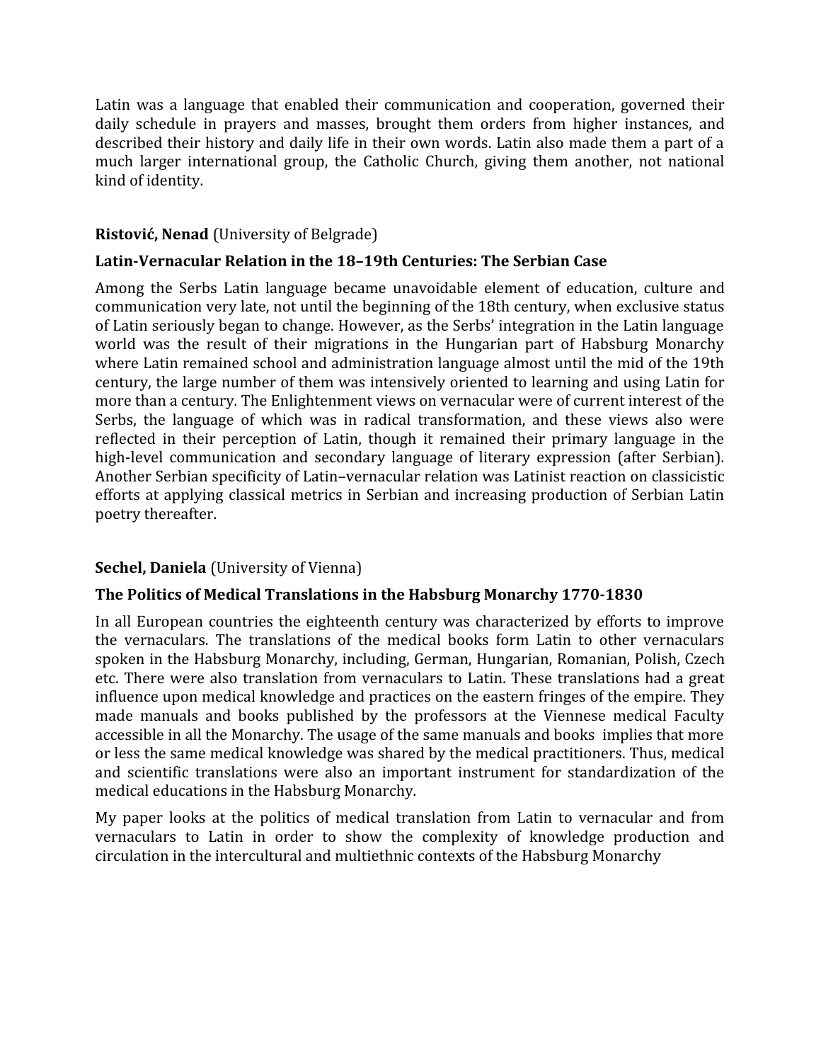Latin was a language that enabled their communication and cooperation, governed their daily schedule in prayers and masses, brought them orders from higher instances, and described their history and daily life in their own words. Latin also made them a part of a much larger international group, the Catholic Church, giving them another, not national kind of identity.

**Ristović, Nenad** (University of Belgrade)

**Latin-Vernacular Relation in the 18–19th Centuries: The Serbian Case**

Among the Serbs Latin language became unavoidable element of education, culture and communication very late, not until the beginning of the 18th century, when exclusive status of Latin seriously began to change. However, as the Serbs' integration in the Latin language world was the result of their migrations in the Hungarian part of Habsburg Monarchy where Latin remained school and administration language almost until the mid of the 19th century, the large number of them was intensively oriented to learning and using Latin for more than a century. The Enlightenment views on vernacular were of current interest of the Serbs, the language of which was in radical transformation, and these views also were reflected in their perception of Latin, though it remained their primary language in the high-level communication and secondary language of literary expression (after Serbian). Another Serbian specificity of Latin–vernacular relation was Latinist reaction on classicistic efforts at applying classical metrics in Serbian and increasing production of Serbian Latin poetry thereafter.

**Sechel, Daniela** (University of Vienna)

**The Politics of Medical Translations in the Habsburg Monarchy 1770-1830**

In all European countries the eighteenth century was characterized by efforts to improve the vernaculars. The translations of the medical books form Latin to other vernaculars spoken in the Habsburg Monarchy, including, German, Hungarian, Romanian, Polish, Czech etc. There were also translation from vernaculars to Latin. These translations had a great influence upon medical knowledge and practices on the eastern fringes of the empire. They made manuals and books published by the professors at the Viennese medical Faculty accessible in all the Monarchy. The usage of the same manuals and books implies that more or less the same medical knowledge was shared by the medical practitioners. Thus, medical and scientific translations were also an important instrument for standardization of the medical educations in the Habsburg Monarchy.

My paper looks at the politics of medical translation from Latin to vernacular and from vernaculars to Latin in order to show the complexity of knowledge production and circulation in the intercultural and multiethnic contexts of the Habsburg Monarchy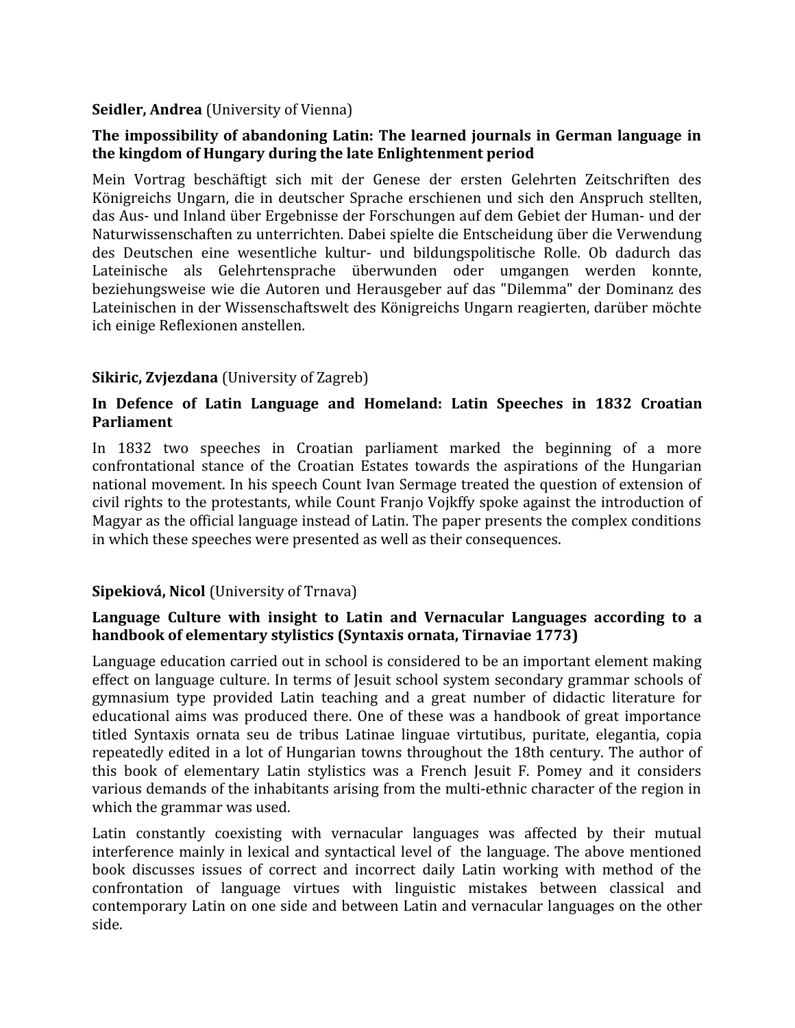**Seidler, Andrea** (University of Vienna)

**The impossibility of abandoning Latin: The learned journals in German language in the kingdom of Hungary during the late Enlightenment period**

Mein Vortrag beschäftigt sich mit der Genese der ersten Gelehrten Zeitschriften des Königreichs Ungarn, die in deutscher Sprache erschienen und sich den Anspruch stellten, das Aus- und Inland über Ergebnisse der Forschungen auf dem Gebiet der Human- und der Naturwissenschaften zu unterrichten. Dabei spielte die Entscheidung über die Verwendung des Deutschen eine wesentliche kultur- und bildungspolitische Rolle. Ob dadurch das Lateinische als Gelehrtensprache überwunden oder umgangen werden konnte, beziehungsweise wie die Autoren und Herausgeber auf das "Dilemma" der Dominanz des Lateinischen in der Wissenschaftswelt des Königreichs Ungarn reagierten, darüber möchte ich einige Reflexionen anstellen.

**Sikiric, Zvjezdana** (University of Zagreb)

**In Defence of Latin Language and Homeland: Latin Speeches in 1832 Croatian Parliament**

In 1832 two speeches in Croatian parliament marked the beginning of a more confrontational stance of the Croatian Estates towards the aspirations of the Hungarian national movement. In his speech Count Ivan Sermage treated the question of extension of civil rights to the protestants, while Count Franjo Vojkffy spoke against the introduction of Magyar as the official language instead of Latin. The paper presents the complex conditions in which these speeches were presented as well as their consequences.

**Sipekiová, Nicol** (University of Trnava)

**Language Culture with insight to Latin and Vernacular Languages according to a handbook of elementary stylistics (Syntaxis ornata, Tirnaviae 1773)**

Language education carried out in school is considered to be an important element making effect on language culture. In terms of Jesuit school system secondary grammar schools of gymnasium type provided Latin teaching and a great number of didactic literature for educational aims was produced there. One of these was a handbook of great importance titled Syntaxis ornata seu de tribus Latinae linguae virtutibus, puritate, elegantia, copia repeatedly edited in a lot of Hungarian towns throughout the 18th century. The author of this book of elementary Latin stylistics was a French Jesuit F. Pomey and it considers various demands of the inhabitants arising from the multi-ethnic character of the region in which the grammar was used.

Latin constantly coexisting with vernacular languages was affected by their mutual interference mainly in lexical and syntactical level of the language. The above mentioned book discusses issues of correct and incorrect daily Latin working with method of the confrontation of language virtues with linguistic mistakes between classical and contemporary Latin on one side and between Latin and vernacular languages on the other side.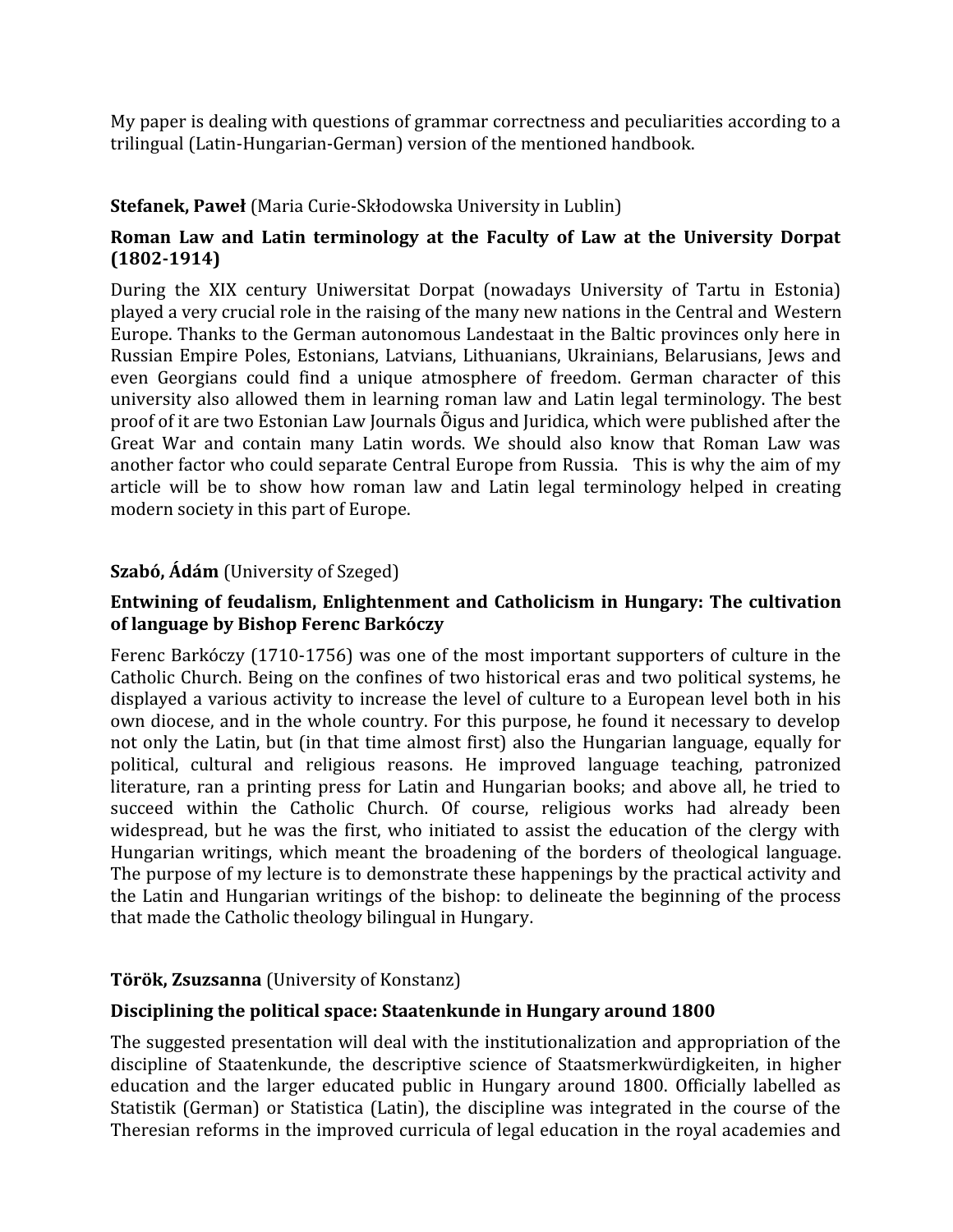My paper is dealing with questions of grammar correctness and peculiarities according to a trilingual (Latin-Hungarian-German) version of the mentioned handbook.

**Stefanek, Paweł** (Maria Curie-Skłodowska University in Lublin)

**Roman Law and Latin terminology at the Faculty of Law at the University Dorpat (1802-1914)**

During the XIX century Uniwersitat Dorpat (nowadays University of Tartu in Estonia) played a very crucial role in the raising of the many new nations in the Central and Western Europe. Thanks to the German autonomous Landestaat in the Baltic provinces only here in Russian Empire Poles, Estonians, Latvians, Lithuanians, Ukrainians, Belarusians, Jews and even Georgians could find a unique atmosphere of freedom. German character of this university also allowed them in learning roman law and Latin legal terminology. The best proof of it are two Estonian Law Journals Õigus and Juridica, which were published after the Great War and contain many Latin words. We should also know that Roman Law was another factor who could separate Central Europe from Russia. This is why the aim of my article will be to show how roman law and Latin legal terminology helped in creating modern society in this part of Europe.

**Szabó, Ádám** (University of Szeged)

**Entwining of feudalism, Enlightenment and Catholicism in Hungary: The cultivation of language by Bishop Ferenc Barkóczy**

Ferenc Barkóczy (1710-1756) was one of the most important supporters of culture in the Catholic Church. Being on the confines of two historical eras and two political systems, he displayed a various activity to increase the level of culture to a European level both in his own diocese, and in the whole country. For this purpose, he found it necessary to develop not only the Latin, but (in that time almost first) also the Hungarian language, equally for political, cultural and religious reasons. He improved language teaching, patronized literature, ran a printing press for Latin and Hungarian books; and above all, he tried to succeed within the Catholic Church. Of course, religious works had already been widespread, but he was the first, who initiated to assist the education of the clergy with Hungarian writings, which meant the broadening of the borders of theological language. The purpose of my lecture is to demonstrate these happenings by the practical activity and the Latin and Hungarian writings of the bishop: to delineate the beginning of the process that made the Catholic theology bilingual in Hungary.

**Török, Zsuzsanna** (University of Konstanz)

**Disciplining the political space: Staatenkunde in Hungary around 1800**

The suggested presentation will deal with the institutionalization and appropriation of the discipline of Staatenkunde, the descriptive science of Staatsmerkwürdigkeiten, in higher education and the larger educated public in Hungary around 1800. Officially labelled as Statistik (German) or Statistica (Latin), the discipline was integrated in the course of the Theresian reforms in the improved curricula of legal education in the royal academies and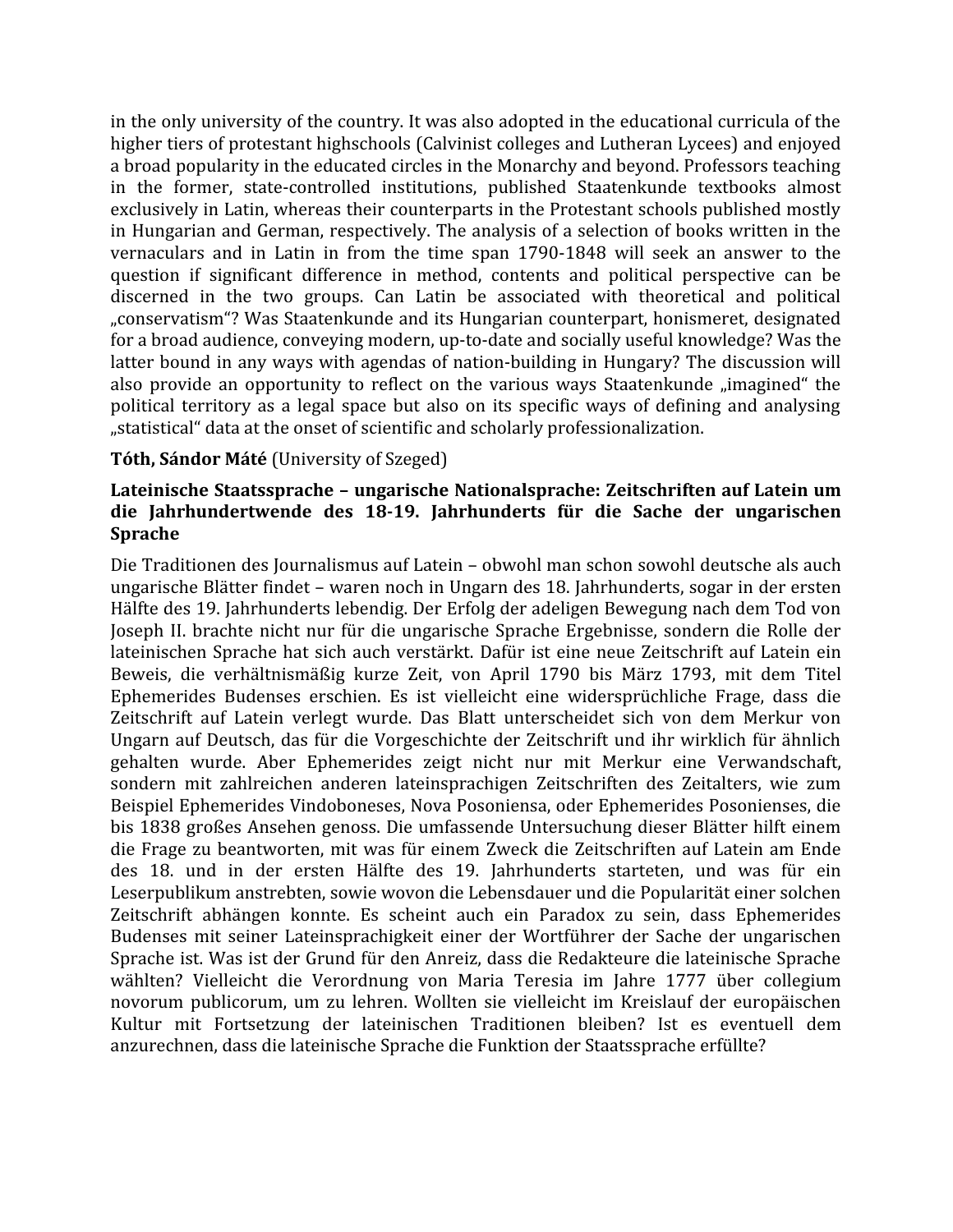in the only university of the country. It was also adopted in the educational curricula of the higher tiers of protestant highschools (Calvinist colleges and Lutheran Lycees) and enjoyed a broad popularity in the educated circles in the Monarchy and beyond. Professors teaching in the former, state-controlled institutions, published Staatenkunde textbooks almost exclusively in Latin, whereas their counterparts in the Protestant schools published mostly in Hungarian and German, respectively. The analysis of a selection of books written in the vernaculars and in Latin in from the time span 1790-1848 will seek an answer to the question if significant difference in method, contents and political perspective can be discerned in the two groups. Can Latin be associated with theoretical and political „conservatism"? Was Staatenkunde and its Hungarian counterpart, honismeret, designated for a broad audience, conveying modern, up-to-date and socially useful knowledge? Was the latter bound in any ways with agendas of nation-building in Hungary? The discussion will also provide an opportunity to reflect on the various ways Staatenkunde „imagined" the political territory as a legal space but also on its specific ways of defining and analysing „statistical" data at the onset of scientific and scholarly professionalization.

**Tóth, Sándor Máté** (University of Szeged)

**Lateinische Staatssprache – ungarische Nationalsprache: Zeitschriften auf Latein um die Jahrhundertwende des 18-19. Jahrhunderts für die Sache der ungarischen Sprache**

Die Traditionen des Journalismus auf Latein – obwohl man schon sowohl deutsche als auch ungarische Blätter findet – waren noch in Ungarn des 18. Jahrhunderts, sogar in der ersten Hälfte des 19. Jahrhunderts lebendig. Der Erfolg der adeligen Bewegung nach dem Tod von Joseph II. brachte nicht nur für die ungarische Sprache Ergebnisse, sondern die Rolle der lateinischen Sprache hat sich auch verstärkt. Dafür ist eine neue Zeitschrift auf Latein ein Beweis, die verhältnismäßig kurze Zeit, von April 1790 bis März 1793, mit dem Titel Ephemerides Budenses erschien. Es ist vielleicht eine widersprüchliche Frage, dass die Zeitschrift auf Latein verlegt wurde. Das Blatt unterscheidet sich von dem Merkur von Ungarn auf Deutsch, das für die Vorgeschichte der Zeitschrift und ihr wirklich für ähnlich gehalten wurde. Aber Ephemerides zeigt nicht nur mit Merkur eine Verwandschaft, sondern mit zahlreichen anderen lateinsprachigen Zeitschriften des Zeitalters, wie zum Beispiel Ephemerides Vindobonenses, Nova Posoniensa, oder Ephemerides Posonienses, die bis 1838 großes Ansehen genoss. Die umfassende Untersuchung dieser Blätter hilft einem die Frage zu beantworten, mit was für einem Zweck die Zeitschriften auf Latein am Ende des 18. und in der ersten Hälfte des 19. Jahrhunderts starteten, und was für ein Leserpublikum anstrebten, sowie wovon die Lebensdauer und die Popularität einer solchen Zeitschrift abhängen konnte. Es scheint auch ein Paradox zu sein, dass Ephemerides Budenses mit seiner Lateinsprachigkeit einer der Wortführer der Sache der ungarischen Sprache ist. Was ist der Grund für den Anreiz, dass die Redakteure die lateinische Sprache wählten? Vielleicht die Verordnung von Maria Teresia im Jahre 1777 über collegium novorum publicorum, um zu lehren. Wollten sie vielleicht im Kreislauf der europäischen Kultur mit Fortsetzung der lateinischen Traditionen bleiben? Ist es eventuell dem anzurechnen, dass die lateinische Sprache die Funktion der Staatssprache erfüllte?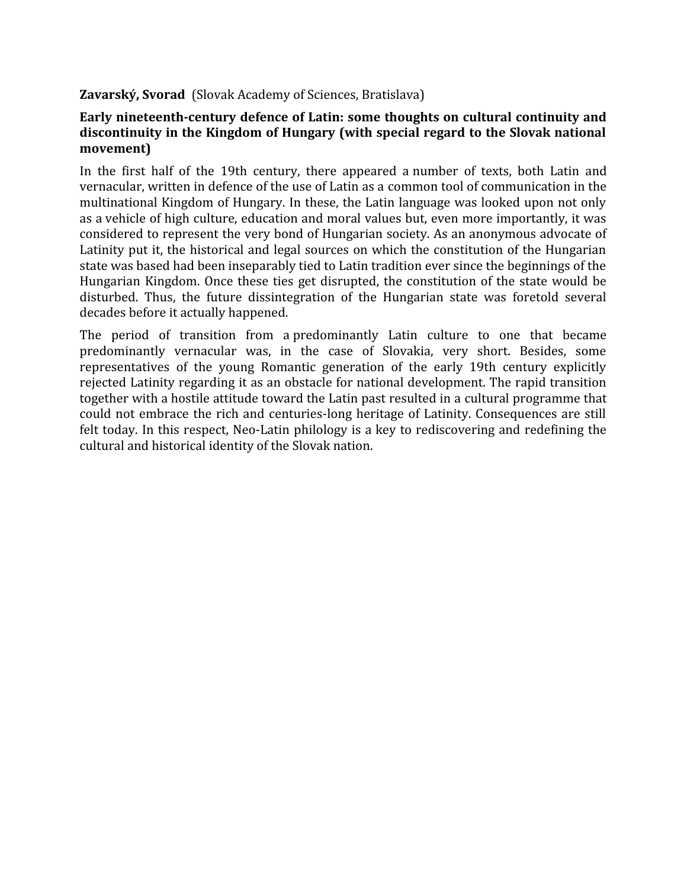**Zavarský, Svorad** (Slovak Academy of Sciences, Bratislava)

**Early nineteenth-century defence of Latin: some thoughts on cultural continuity and discontinuity in the Kingdom of Hungary (with special regard to the Slovak national movement)**

In the first half of the 19th century, there appeared a number of texts, both Latin and vernacular, written in defence of the use of Latin as a common tool of communication in the multinational Kingdom of Hungary. In these, the Latin language was looked upon not only as a vehicle of high culture, education and moral values but, even more importantly, it was considered to represent the very bond of Hungarian society. As an anonymous advocate of Latinity put it, the historical and legal sources on which the constitution of the Hungarian state was based had been inseparably tied to Latin tradition ever since the beginnings of the Hungarian Kingdom. Once these ties get disrupted, the constitution of the state would be disturbed. Thus, the future dissintegration of the Hungarian state was foretold several decades before it actually happened.

The period of transition from a predominantly Latin culture to one that became predominantly vernacular was, in the case of Slovakia, very short. Besides, some representatives of the young Romantic generation of the early 19th century explicitly rejected Latinity regarding it as an obstacle for national development. The rapid transition together with a hostile attitude toward the Latin past resulted in a cultural programme that could not embrace the rich and centuries-long heritage of Latinity. Consequences are still felt today. In this respect, Neo-Latin philology is a key to rediscovering and redefining the cultural and historical identity of the Slovak nation.